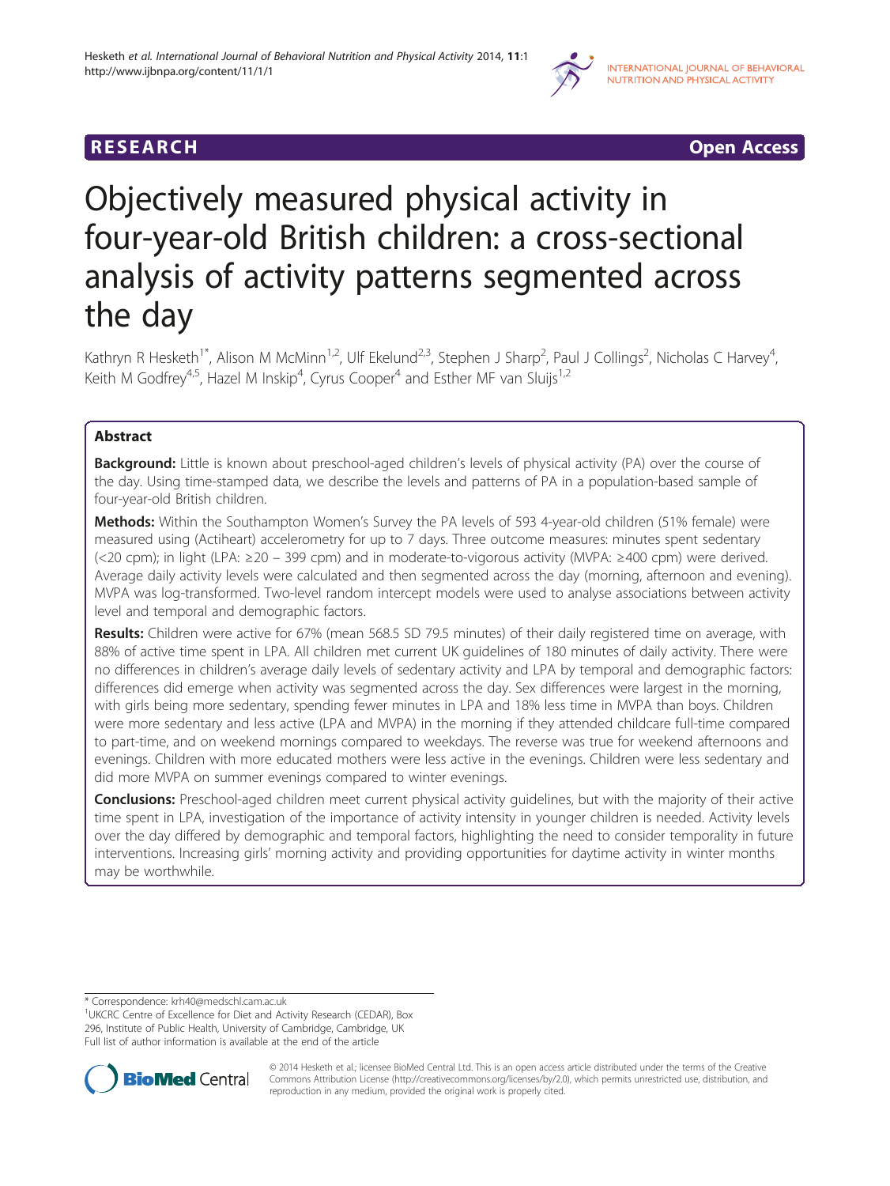RESEARCH Open Access

# Objectively measured physical activity in four-year-old British children: a cross-sectional analysis of activity patterns segmented across the day

Kathryn R Hesketh[1*], Alison M McMinn[1,2], Ulf Ekelund[2,3], Stephen J Sharp[2], Paul J Collings[2], Nicholas C Harvey[4], Keith M Godfrey[4,5], Hazel M Inskip[4], Cyrus Cooper[4] and Esther MF van Sluijs[1,2]

## Abstract

**Background:** Little is known about preschool-aged children's levels of physical activity (PA) over the course of the day. Using time-stamped data, we describe the levels and patterns of PA in a population-based sample of four-year-old British children.

**Methods:** Within the Southampton Women's Survey the PA levels of 593 4-year-old children (51% female) were measured using (Actiheart) accelerometry for up to 7 days. Three outcome measures: minutes spent sedentary (<20 cpm); in light (LPA: ≥20 – 399 cpm) and in moderate-to-vigorous activity (MVPA: ≥400 cpm) were derived. Average daily activity levels were calculated and then segmented across the day (morning, afternoon and evening). MVPA was log-transformed. Two-level random intercept models were used to analyse associations between activity level and temporal and demographic factors.

**Results:** Children were active for 67% (mean 568.5 SD 79.5 minutes) of their daily registered time on average, with 88% of active time spent in LPA. All children met current UK guidelines of 180 minutes of daily activity. There were no differences in children's average daily levels of sedentary activity and LPA by temporal and demographic factors: differences did emerge when activity was segmented across the day. Sex differences were largest in the morning, with girls being more sedentary, spending fewer minutes in LPA and 18% less time in MVPA than boys. Children were more sedentary and less active (LPA and MVPA) in the morning if they attended childcare full-time compared to part-time, and on weekend mornings compared to weekdays. The reverse was true for weekend afternoons and evenings. Children with more educated mothers were less active in the evenings. Children were less sedentary and did more MVPA on summer evenings compared to winter evenings.

**Conclusions:** Preschool-aged children meet current physical activity guidelines, but with the majority of their active time spent in LPA, investigation of the importance of activity intensity in younger children is needed. Activity levels over the day differed by demographic and temporal factors, highlighting the need to consider temporality in future interventions. Increasing girls' morning activity and providing opportunities for daytime activity in winter months may be worthwhile.

---

* Correspondence: krh40@medschl.cam.ac.uk
[1]UKCRC Centre of Excellence for Diet and Activity Research (CEDAR), Box 296, Institute of Public Health, University of Cambridge, Cambridge, UK
Full list of author information is available at the end of the article

© 2014 Hesketh et al.; licensee BioMed Central Ltd. This is an open access article distributed under the terms of the Creative Commons Attribution License (http://creativecommons.org/licenses/by/2.0), which permits unrestricted use, distribution, and reproduction in any medium, provided the original work is properly cited.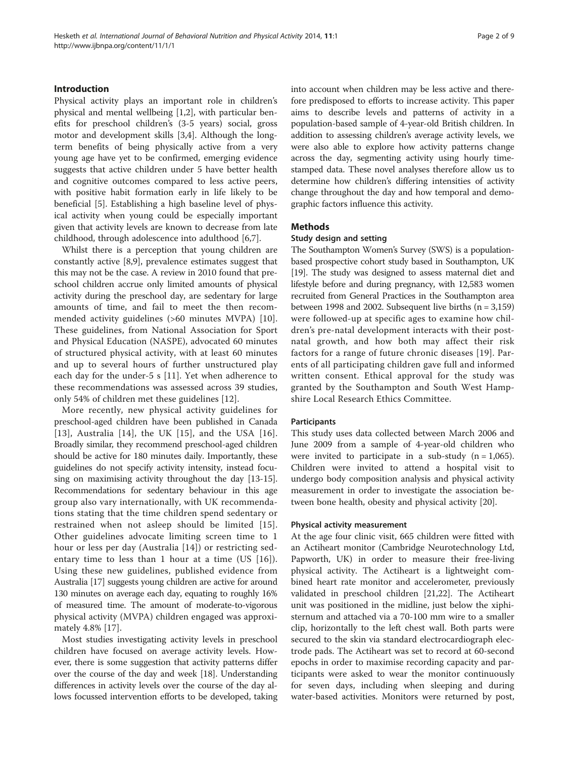## Introduction

Physical activity plays an important role in children's physical and mental wellbeing [1,2], with particular benefits for preschool children's (3-5 years) social, gross motor and development skills [3,4]. Although the long-term benefits of being physically active from a very young age have yet to be confirmed, emerging evidence suggests that active children under 5 have better health and cognitive outcomes compared to less active peers, with positive habit formation early in life likely to be beneficial [5]. Establishing a high baseline level of physical activity when young could be especially important given that activity levels are known to decrease from late childhood, through adolescence into adulthood [6,7].

Whilst there is a perception that young children are constantly active [8,9], prevalence estimates suggest that this may not be the case. A review in 2010 found that preschool children accrue only limited amounts of physical activity during the preschool day, are sedentary for large amounts of time, and fail to meet the then recommended activity guidelines (>60 minutes MVPA) [10]. These guidelines, from National Association for Sport and Physical Education (NASPE), advocated 60 minutes of structured physical activity, with at least 60 minutes and up to several hours of further unstructured play each day for the under-5 s [11]. Yet when adherence to these recommendations was assessed across 39 studies, only 54% of children met these guidelines [12].

More recently, new physical activity guidelines for preschool-aged children have been published in Canada [13], Australia [14], the UK [15], and the USA [16]. Broadly similar, they recommend preschool-aged children should be active for 180 minutes daily. Importantly, these guidelines do not specify activity intensity, instead focusing on maximising activity throughout the day [13-15]. Recommendations for sedentary behaviour in this age group also vary internationally, with UK recommendations stating that the time children spend sedentary or restrained when not asleep should be limited [15]. Other guidelines advocate limiting screen time to 1 hour or less per day (Australia [14]) or restricting sedentary time to less than 1 hour at a time (US [16]). Using these new guidelines, published evidence from Australia [17] suggests young children are active for around 130 minutes on average each day, equating to roughly 16% of measured time. The amount of moderate-to-vigorous physical activity (MVPA) children engaged was approximately 4.8% [17].

Most studies investigating activity levels in preschool children have focused on average activity levels. However, there is some suggestion that activity patterns differ over the course of the day and week [18]. Understanding differences in activity levels over the course of the day allows focussed intervention efforts to be developed, taking into account when children may be less active and therefore predisposed to efforts to increase activity. This paper aims to describe levels and patterns of activity in a population-based sample of 4-year-old British children. In addition to assessing children's average activity levels, we were also able to explore how activity patterns change across the day, segmenting activity using hourly time-stamped data. These novel analyses therefore allow us to determine how children's differing intensities of activity change throughout the day and how temporal and demographic factors influence this activity.

## Methods

### Study design and setting

The Southampton Women's Survey (SWS) is a population-based prospective cohort study based in Southampton, UK [19]. The study was designed to assess maternal diet and lifestyle before and during pregnancy, with 12,583 women recruited from General Practices in the Southampton area between 1998 and 2002. Subsequent live births (n = 3,159) were followed-up at specific ages to examine how children's pre-natal development interacts with their post-natal growth, and how both may affect their risk factors for a range of future chronic diseases [19]. Parents of all participating children gave full and informed written consent. Ethical approval for the study was granted by the Southampton and South West Hampshire Local Research Ethics Committee.

#### Participants

This study uses data collected between March 2006 and June 2009 from a sample of 4-year-old children who were invited to participate in a sub-study (n = 1,065). Children were invited to attend a hospital visit to undergo body composition analysis and physical activity measurement in order to investigate the association between bone health, obesity and physical activity [20].

#### Physical activity measurement

At the age four clinic visit, 665 children were fitted with an Actiheart monitor (Cambridge Neurotechnology Ltd, Papworth, UK) in order to measure their free-living physical activity. The Actiheart is a lightweight combined heart rate monitor and accelerometer, previously validated in preschool children [21,22]. The Actiheart unit was positioned in the midline, just below the xiphisternum and attached via a 70-100 mm wire to a smaller clip, horizontally to the left chest wall. Both parts were secured to the skin via standard electrocardiograph electrode pads. The Actiheart was set to record at 60-second epochs in order to maximise recording capacity and participants were asked to wear the monitor continuously for seven days, including when sleeping and during water-based activities. Monitors were returned by post,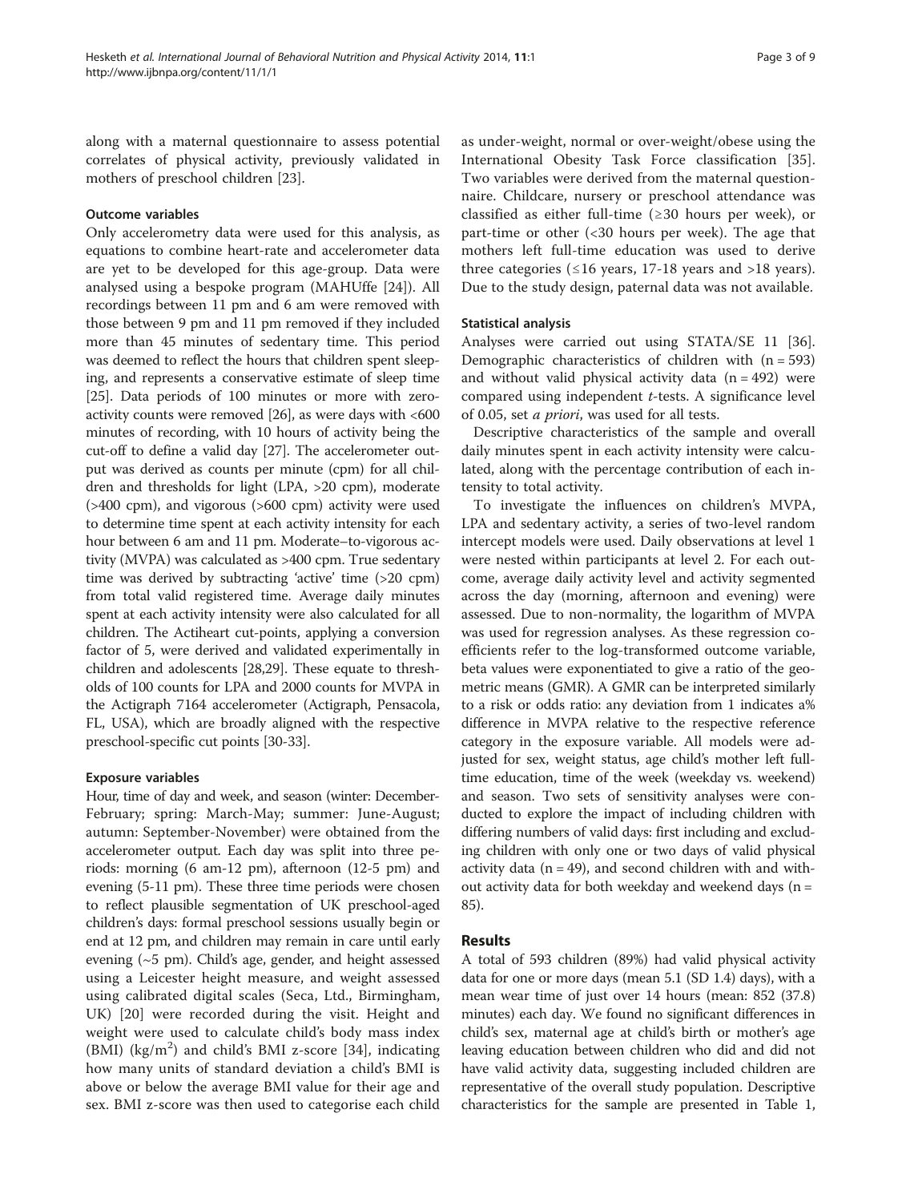along with a maternal questionnaire to assess potential correlates of physical activity, previously validated in mothers of preschool children [23].

### Outcome variables

Only accelerometry data were used for this analysis, as equations to combine heart-rate and accelerometer data are yet to be developed for this age-group. Data were analysed using a bespoke program (MAHUffe [24]). All recordings between 11 pm and 6 am were removed with those between 9 pm and 11 pm removed if they included more than 45 minutes of sedentary time. This period was deemed to reflect the hours that children spent sleeping, and represents a conservative estimate of sleep time [25]. Data periods of 100 minutes or more with zero-activity counts were removed [26], as were days with <600 minutes of recording, with 10 hours of activity being the cut-off to define a valid day [27]. The accelerometer output was derived as counts per minute (cpm) for all children and thresholds for light (LPA, >20 cpm), moderate (>400 cpm), and vigorous (>600 cpm) activity were used to determine time spent at each activity intensity for each hour between 6 am and 11 pm. Moderate–to-vigorous activity (MVPA) was calculated as >400 cpm. True sedentary time was derived by subtracting 'active' time (>20 cpm) from total valid registered time. Average daily minutes spent at each activity intensity were also calculated for all children. The Actiheart cut-points, applying a conversion factor of 5, were derived and validated experimentally in children and adolescents [28,29]. These equate to thresholds of 100 counts for LPA and 2000 counts for MVPA in the Actigraph 7164 accelerometer (Actigraph, Pensacola, FL, USA), which are broadly aligned with the respective preschool-specific cut points [30-33].

### Exposure variables

Hour, time of day and week, and season (winter: December-February; spring: March-May; summer: June-August; autumn: September-November) were obtained from the accelerometer output. Each day was split into three periods: morning (6 am-12 pm), afternoon (12-5 pm) and evening (5-11 pm). These three time periods were chosen to reflect plausible segmentation of UK preschool-aged children's days: formal preschool sessions usually begin or end at 12 pm, and children may remain in care until early evening (~5 pm). Child's age, gender, and height assessed using a Leicester height measure, and weight assessed using calibrated digital scales (Seca, Ltd., Birmingham, UK) [20] were recorded during the visit. Height and weight were used to calculate child's body mass index (BMI) ($kg/m^2$) and child's BMI z-score [34], indicating how many units of standard deviation a child's BMI is above or below the average BMI value for their age and sex. BMI z-score was then used to categorise each child as under-weight, normal or over-weight/obese using the International Obesity Task Force classification [35]. Two variables were derived from the maternal questionnaire. Childcare, nursery or preschool attendance was classified as either full-time (≥30 hours per week), or part-time or other (<30 hours per week). The age that mothers left full-time education was used to derive three categories (≤16 years, 17-18 years and >18 years). Due to the study design, paternal data was not available.

### Statistical analysis

Analyses were carried out using STATA/SE 11 [36]. Demographic characteristics of children with (n = 593) and without valid physical activity data (n = 492) were compared using independent *t*-tests. A significance level of 0.05, set *a priori*, was used for all tests.

Descriptive characteristics of the sample and overall daily minutes spent in each activity intensity were calculated, along with the percentage contribution of each intensity to total activity.

To investigate the influences on children's MVPA, LPA and sedentary activity, a series of two-level random intercept models were used. Daily observations at level 1 were nested within participants at level 2. For each outcome, average daily activity level and activity segmented across the day (morning, afternoon and evening) were assessed. Due to non-normality, the logarithm of MVPA was used for regression analyses. As these regression coefficients refer to the log-transformed outcome variable, beta values were exponentiated to give a ratio of the geometric means (GMR). A GMR can be interpreted similarly to a risk or odds ratio: any deviation from 1 indicates a% difference in MVPA relative to the respective reference category in the exposure variable. All models were adjusted for sex, weight status, age child's mother left full-time education, time of the week (weekday vs. weekend) and season. Two sets of sensitivity analyses were conducted to explore the impact of including children with differing numbers of valid days: first including and excluding children with only one or two days of valid physical activity data (n = 49), and second children with and without activity data for both weekday and weekend days (n = 85).

## Results

A total of 593 children (89%) had valid physical activity data for one or more days (mean 5.1 (SD 1.4) days), with a mean wear time of just over 14 hours (mean: 852 (37.8) minutes) each day. We found no significant differences in child's sex, maternal age at child's birth or mother's age leaving education between children who did and did not have valid activity data, suggesting included children are representative of the overall study population. Descriptive characteristics for the sample are presented in Table 1,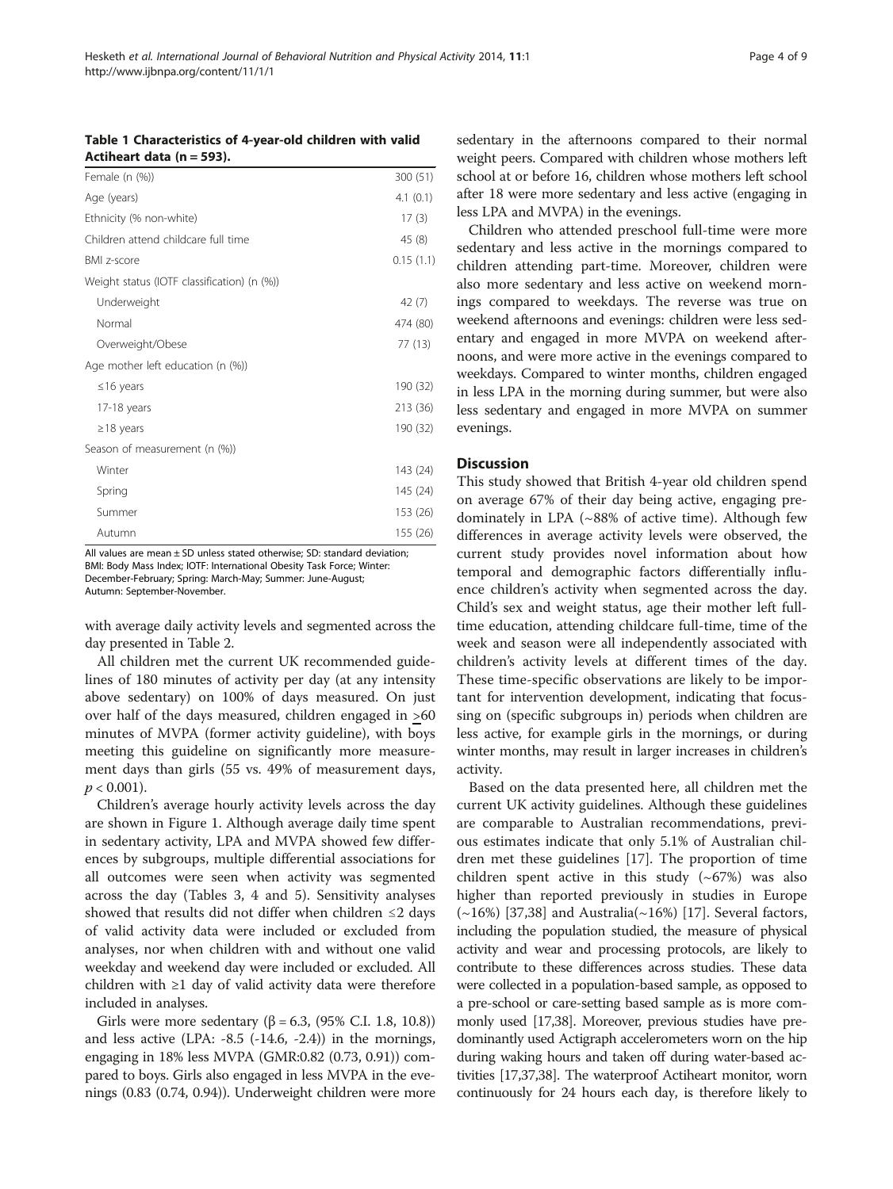**Table 1 Characteristics of 4-year-old children with valid Actiheart data (n = 593).**

| | |
|---|---|
| Female (n (%)) | 300 (51) |
| Age (years) | 4.1 (0.1) |
| Ethnicity (% non-white) | 17 (3) |
| Children attend childcare full time | 45 (8) |
| BMI z-score | 0.15 (1.1) |
| Weight status (IOTF classification) (n (%)) | |
| Underweight | 42 (7) |
| Normal | 474 (80) |
| Overweight/Obese | 77 (13) |
| Age mother left education (n (%)) | |
| ≤16 years | 190 (32) |
| 17-18 years | 213 (36) |
| ≥18 years | 190 (32) |
| Season of measurement (n (%)) | |
| Winter | 143 (24) |
| Spring | 145 (24) |
| Summer | 153 (26) |
| Autumn | 155 (26) |

All values are mean ± SD unless stated otherwise; SD: standard deviation; BMI: Body Mass Index; IOTF: International Obesity Task Force; Winter: December-February; Spring: March-May; Summer: June-August; Autumn: September-November.

with average daily activity levels and segmented across the day presented in Table 2.

All children met the current UK recommended guidelines of 180 minutes of activity per day (at any intensity above sedentary) on 100% of days measured. On just over half of the days measured, children engaged in ≥60 minutes of MVPA (former activity guideline), with boys meeting this guideline on significantly more measurement days than girls (55 vs. 49% of measurement days, $p < 0.001$).

Children's average hourly activity levels across the day are shown in Figure 1. Although average daily time spent in sedentary activity, LPA and MVPA showed few differences by subgroups, multiple differential associations for all outcomes were seen when activity was segmented across the day (Tables 3, 4 and 5). Sensitivity analyses showed that results did not differ when children ≤2 days of valid activity data were included or excluded from analyses, nor when children with and without one valid weekday and weekend day were included or excluded. All children with ≥1 day of valid activity data were therefore included in analyses.

Girls were more sedentary (β = 6.3, (95% C.I. 1.8, 10.8)) and less active (LPA: -8.5 (-14.6, -2.4)) in the mornings, engaging in 18% less MVPA (GMR:0.82 (0.73, 0.91)) compared to boys. Girls also engaged in less MVPA in the evenings (0.83 (0.74, 0.94)). Underweight children were more sedentary in the afternoons compared to their normal weight peers. Compared with children whose mothers left school at or before 16, children whose mothers left school after 18 were more sedentary and less active (engaging in less LPA and MVPA) in the evenings.

Children who attended preschool full-time were more sedentary and less active in the mornings compared to children attending part-time. Moreover, children were also more sedentary and less active on weekend mornings compared to weekdays. The reverse was true on weekend afternoons and evenings: children were less sedentary and engaged in more MVPA on weekend afternoons, and were more active in the evenings compared to weekdays. Compared to winter months, children engaged in less LPA in the morning during summer, but were also less sedentary and engaged in more MVPA on summer evenings.

## Discussion

This study showed that British 4-year old children spend on average 67% of their day being active, engaging predominately in LPA (~88% of active time). Although few differences in average activity levels were observed, the current study provides novel information about how temporal and demographic factors differentially influence children's activity when segmented across the day. Child's sex and weight status, age their mother left full-time education, attending childcare full-time, time of the week and season were all independently associated with children's activity levels at different times of the day. These time-specific observations are likely to be important for intervention development, indicating that focussing on (specific subgroups in) periods when children are less active, for example girls in the mornings, or during winter months, may result in larger increases in children's activity.

Based on the data presented here, all children met the current UK activity guidelines. Although these guidelines are comparable to Australian recommendations, previous estimates indicate that only 5.1% of Australian children met these guidelines [17]. The proportion of time children spent active in this study (~67%) was also higher than reported previously in studies in Europe (~16%) [37,38] and Australia(~16%) [17]. Several factors, including the population studied, the measure of physical activity and wear and processing protocols, are likely to contribute to these differences across studies. These data were collected in a population-based sample, as opposed to a pre-school or care-setting based sample as is more commonly used [17,38]. Moreover, previous studies have predominantly used Actigraph accelerometers worn on the hip during waking hours and taken off during water-based activities [17,37,38]. The waterproof Actiheart monitor, worn continuously for 24 hours each day, is therefore likely to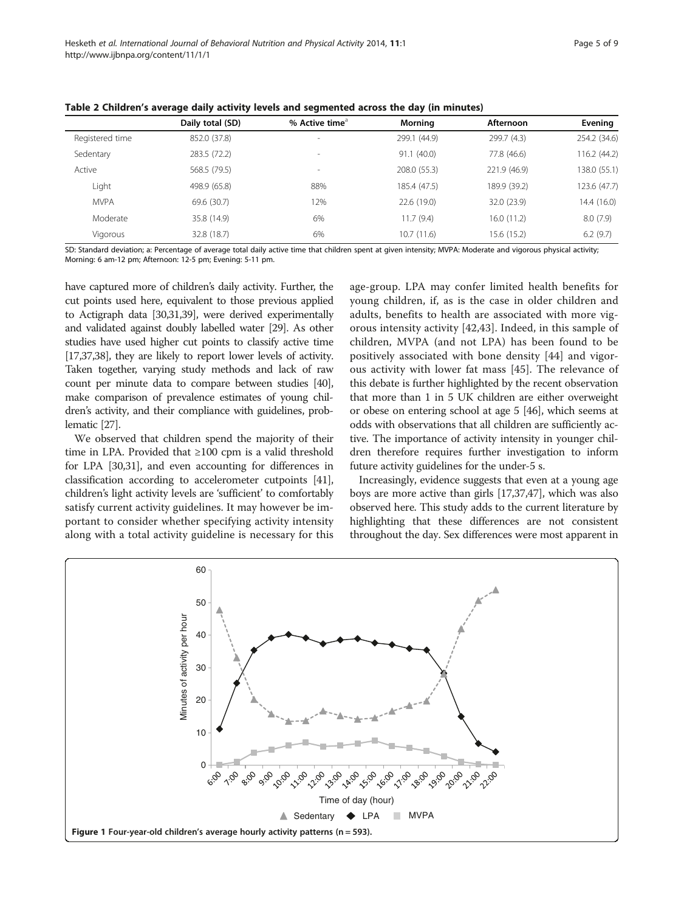**Table 2 Children's average daily activity levels and segmented across the day (in minutes)**

| | Daily total (SD) | % Active time[a] | Morning | Afternoon | Evening |
|---|---|---|---|---|---|
| Registered time | 852.0 (37.8) | - | 299.1 (44.9) | 299.7 (4.3) | 254.2 (34.6) |
| Sedentary | 283.5 (72.2) | - | 91.1 (40.0) | 77.8 (46.6) | 116.2 (44.2) |
| Active | 568.5 (79.5) | - | 208.0 (55.3) | 221.9 (46.9) | 138.0 (55.1) |
| Light | 498.9 (65.8) | 88% | 185.4 (47.5) | 189.9 (39.2) | 123.6 (47.7) |
| MVPA | 69.6 (30.7) | 12% | 22.6 (19.0) | 32.0 (23.9) | 14.4 (16.0) |
| Moderate | 35.8 (14.9) | 6% | 11.7 (9.4) | 16.0 (11.2) | 8.0 (7.9) |
| Vigorous | 32.8 (18.7) | 6% | 10.7 (11.6) | 15.6 (15.2) | 6.2 (9.7) |

SD: Standard deviation; a: Percentage of average total daily active time that children spent at given intensity; MVPA: Moderate and vigorous physical activity; Morning: 6 am-12 pm; Afternoon: 12-5 pm; Evening: 5-11 pm.

have captured more of children's daily activity. Further, the cut points used here, equivalent to those previous applied to Actigraph data [30,31,39], were derived experimentally and validated against doubly labelled water [29]. As other studies have used higher cut points to classify active time [17,37,38], they are likely to report lower levels of activity. Taken together, varying study methods and lack of raw count per minute data to compare between studies [40], make comparison of prevalence estimates of young children's activity, and their compliance with guidelines, problematic [27].

We observed that children spend the majority of their time in LPA. Provided that ≥100 cpm is a valid threshold for LPA [30,31], and even accounting for differences in classification according to accelerometer cutpoints [41], children's light activity levels are 'sufficient' to comfortably satisfy current activity guidelines. It may however be important to consider whether specifying activity intensity along with a total activity guideline is necessary for this age-group. LPA may confer limited health benefits for young children, if, as is the case in older children and adults, benefits to health are associated with more vigorous intensity activity [42,43]. Indeed, in this sample of children, MVPA (and not LPA) has been found to be positively associated with bone density [44] and vigorous activity with lower fat mass [45]. The relevance of this debate is further highlighted by the recent observation that more than 1 in 5 UK children are either overweight or obese on entering school at age 5 [46], which seems at odds with observations that all children are sufficiently active. The importance of activity intensity in younger children therefore requires further investigation to inform future activity guidelines for the under-5 s.

Increasingly, evidence suggests that even at a young age boys are more active than girls [17,37,47], which was also observed here. This study adds to the current literature by highlighting that these differences are not consistent throughout the day. Sex differences were most apparent in

**Figure 1** Four-year-old children's average hourly activity patterns (n = 593).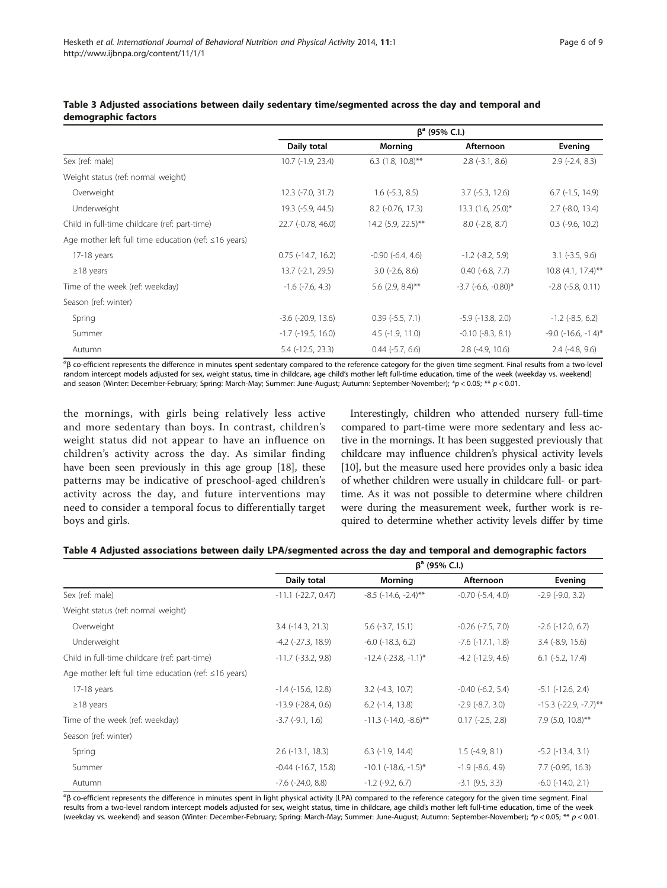**Table 3 Adjusted associations between daily sedentary time/segmented across the day and temporal and demographic factors**

| | $\beta^a$ (95% C.I.) | | | |
|---|---|---|---|---|
| | Daily total | Morning | Afternoon | Evening |
| Sex (ref: male) | 10.7 (-1.9, 23.4) | 6.3 (1.8, 10.8)** | 2.8 (-3.1, 8.6) | 2.9 (-2.4, 8.3) |
| Weight status (ref: normal weight) | | | | |
| Overweight | 12.3 (-7.0, 31.7) | 1.6 (-5.3, 8.5) | 3.7 (-5.3, 12.6) | 6.7 (-1.5, 14.9) |
| Underweight | 19.3 (-5.9, 44.5) | 8.2 (-0.76, 17.3) | 13.3 (1.6, 25.0)* | 2.7 (-8.0, 13.4) |
| Child in full-time childcare (ref: part-time) | 22.7 (-0.78, 46.0) | 14.2 (5.9, 22.5)** | 8.0 (-2.8, 8.7) | 0.3 (-9.6, 10.2) |
| Age mother left full time education (ref: ≤16 years) | | | | |
| 17-18 years | 0.75 (-14.7, 16.2) | -0.90 (-6.4, 4.6) | -1.2 (-8.2, 5.9) | 3.1 (-3.5, 9.6) |
| ≥18 years | 13.7 (-2.1, 29.5) | 3.0 (-2.6, 8.6) | 0.40 (-6.8, 7.7) | 10.8 (4.1, 17.4)** |
| Time of the week (ref: weekday) | -1.6 (-7.6, 4.3) | 5.6 (2.9, 8.4)** | -3.7 (-6.6, -0.80)* | -2.8 (-5.8, 0.11) |
| Season (ref: winter) | | | | |
| Spring | -3.6 (-20.9, 13.6) | 0.39 (-5.5, 7.1) | -5.9 (-13.8, 2.0) | -1.2 (-8.5, 6.2) |
| Summer | -1.7 (-19.5, 16.0) | 4.5 (-1.9, 11.0) | -0.10 (-8.3, 8.1) | -9.0 (-16.6, -1.4)* |
| Autumn | 5.4 (-12.5, 23.3) | 0.44 (-5.7, 6.6) | 2.8 (-4.9, 10.6) | 2.4 (-4.8, 9.6) |

[a]β co-efficient represents the difference in minutes spent sedentary compared to the reference category for the given time segment. Final results from a two-level random intercept models adjusted for sex, weight status, time in childcare, age child's mother left full-time education, time of the week (weekday vs. weekend) and season (Winter: December-February; Spring: March-May; Summer: June-August; Autumn: September-November); *$p < 0.05$; ** $p < 0.01$.

the mornings, with girls being relatively less active and more sedentary than boys. In contrast, children's weight status did not appear to have an influence on children's activity across the day. As similar finding have been seen previously in this age group [18], these patterns may be indicative of preschool-aged children's activity across the day, and future interventions may need to consider a temporal focus to differentially target boys and girls.

Interestingly, children who attended nursery full-time compared to part-time were more sedentary and less active in the mornings. It has been suggested previously that childcare may influence children's physical activity levels [10], but the measure used here provides only a basic idea of whether children were usually in childcare full- or part-time. As it was not possible to determine where children were during the measurement week, further work is required to determine whether activity levels differ by time

**Table 4 Adjusted associations between daily LPA/segmented across the day and temporal and demographic factors**

| | $\beta^a$ (95% C.I.) | | | |
|---|---|---|---|---|
| | Daily total | Morning | Afternoon | Evening |
| Sex (ref: male) | -11.1 (-22.7, 0.47) | -8.5 (-14.6, -2.4)** | -0.70 (-5.4, 4.0) | -2.9 (-9.0, 3.2) |
| Weight status (ref: normal weight) | | | | |
| Overweight | 3.4 (-14.3, 21.3) | 5.6 (-3.7, 15.1) | -0.26 (-7.5, 7.0) | -2.6 (-12.0, 6.7) |
| Underweight | -4.2 (-27.3, 18.9) | -6.0 (-18.3, 6.2) | -7.6 (-17.1, 1.8) | 3.4 (-8.9, 15.6) |
| Child in full-time childcare (ref: part-time) | -11.7 (-33.2, 9.8) | -12.4 (-23.8, -1.1)* | -4.2 (-12.9, 4.6) | 6.1 (-5.2, 17.4) |
| Age mother left full time education (ref: ≤16 years) | | | | |
| 17-18 years | -1.4 (-15.6, 12.8) | 3.2 (-4.3, 10.7) | -0.40 (-6.2, 5.4) | -5.1 (-12.6, 2.4) |
| ≥18 years | -13.9 (-28.4, 0.6) | 6.2 (-1.4, 13.8) | -2.9 (-8.7, 3.0) | -15.3 (-22.9, -7.7)** |
| Time of the week (ref: weekday) | -3.7 (-9.1, 1.6) | -11.3 (-14.0, -8.6)** | 0.17 (-2.5, 2.8) | 7.9 (5.0, 10.8)** |
| Season (ref: winter) | | | | |
| Spring | 2.6 (-13.1, 18.3) | 6.3 (-1.9, 14.4) | 1.5 (-4.9, 8.1) | -5.2 (-13.4, 3.1) |
| Summer | -0.44 (-16.7, 15.8) | -10.1 (-18.6, -1.5)* | -1.9 (-8.6, 4.9) | 7.7 (-0.95, 16.3) |
| Autumn | -7.6 (-24.0, 8.8) | -1.2 (-9.2, 6.7) | -3.1 (9.5, 3.3) | -6.0 (-14.0, 2.1) |

[a]β co-efficient represents the difference in minutes spent in light physical activity (LPA) compared to the reference category for the given time segment. Final results from a two-level random intercept models adjusted for sex, weight status, time in childcare, age child's mother left full-time education, time of the week (weekday vs. weekend) and season (Winter: December-February; Spring: March-May; Summer: June-August; Autumn: September-November); *$p < 0.05$; ** $p < 0.01$.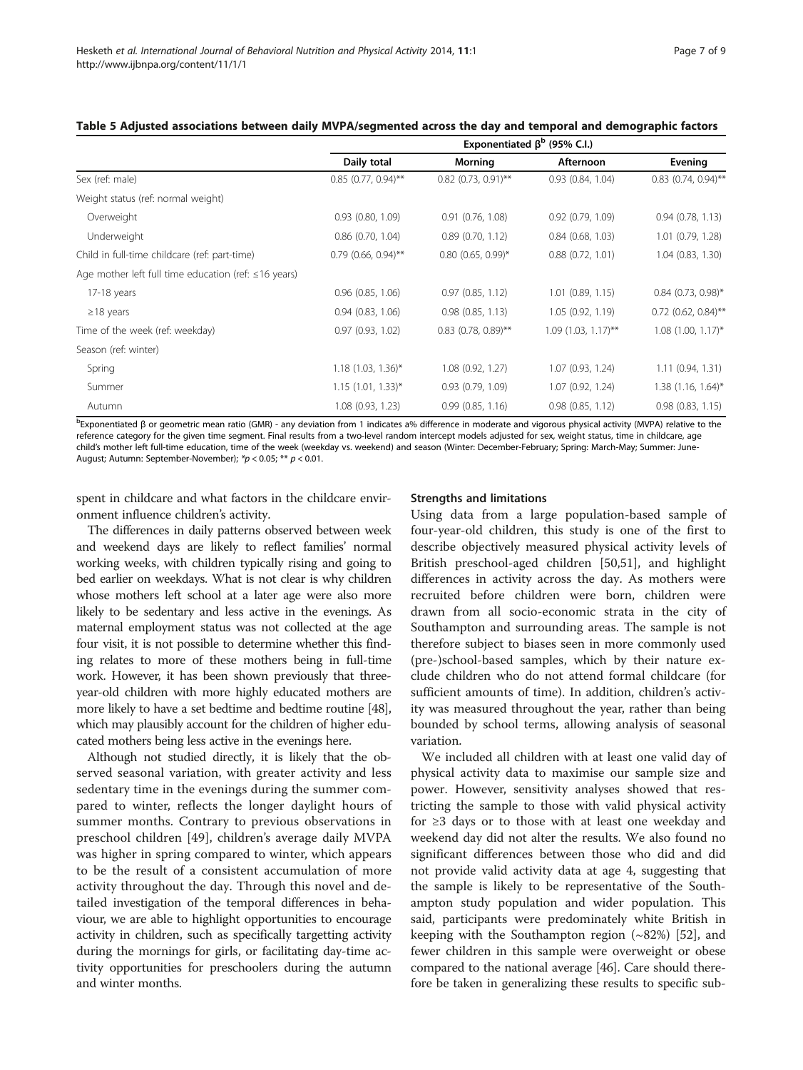**Table 5 Adjusted associations between daily MVPA/segmented across the day and temporal and demographic factors**

| | Exponentiated β[b] (95% C.I.) | | | |
|---|---|---|---|---|
| | Daily total | Morning | Afternoon | Evening |
| Sex (ref: male) | 0.85 (0.77, 0.94)** | 0.82 (0.73, 0.91)** | 0.93 (0.84, 1.04) | 0.83 (0.74, 0.94)** |
| Weight status (ref: normal weight) | | | | |
| Overweight | 0.93 (0.80, 1.09) | 0.91 (0.76, 1.08) | 0.92 (0.79, 1.09) | 0.94 (0.78, 1.13) |
| Underweight | 0.86 (0.70, 1.04) | 0.89 (0.70, 1.12) | 0.84 (0.68, 1.03) | 1.01 (0.79, 1.28) |
| Child in full-time childcare (ref: part-time) | 0.79 (0.66, 0.94)** | 0.80 (0.65, 0.99)* | 0.88 (0.72, 1.01) | 1.04 (0.83, 1.30) |
| Age mother left full time education (ref: ≤16 years) | | | | |
| 17-18 years | 0.96 (0.85, 1.06) | 0.97 (0.85, 1.12) | 1.01 (0.89, 1.15) | 0.84 (0.73, 0.98)* |
| ≥18 years | 0.94 (0.83, 1.06) | 0.98 (0.85, 1.13) | 1.05 (0.92, 1.19) | 0.72 (0.62, 0.84)** |
| Time of the week (ref: weekday) | 0.97 (0.93, 1.02) | 0.83 (0.78, 0.89)** | 1.09 (1.03, 1.17)** | 1.08 (1.00, 1.17)* |
| Season (ref: winter) | | | | |
| Spring | 1.18 (1.03, 1.36)* | 1.08 (0.92, 1.27) | 1.07 (0.93, 1.24) | 1.11 (0.94, 1.31) |
| Summer | 1.15 (1.01, 1.33)* | 0.93 (0.79, 1.09) | 1.07 (0.92, 1.24) | 1.38 (1.16, 1.64)* |
| Autumn | 1.08 (0.93, 1.23) | 0.99 (0.85, 1.16) | 0.98 (0.85, 1.12) | 0.98 (0.83, 1.15) |

[b]Exponentiated β or geometric mean ratio (GMR) - any deviation from 1 indicates a% difference in moderate and vigorous physical activity (MVPA) relative to the reference category for the given time segment. Final results from a two-level random intercept models adjusted for sex, weight status, time in childcare, age child's mother left full-time education, time of the week (weekday vs. weekend) and season (Winter: December-February; Spring: March-May; Summer: June-August; Autumn: September-November); *$p < 0.05$; ** $p < 0.01$.

spent in childcare and what factors in the childcare environment influence children's activity.

The differences in daily patterns observed between week and weekend days are likely to reflect families' normal working weeks, with children typically rising and going to bed earlier on weekdays. What is not clear is why children whose mothers left school at a later age were also more likely to be sedentary and less active in the evenings. As maternal employment status was not collected at the age four visit, it is not possible to determine whether this finding relates to more of these mothers being in full-time work. However, it has been shown previously that three-year-old children with more highly educated mothers are more likely to have a set bedtime and bedtime routine [48], which may plausibly account for the children of higher educated mothers being less active in the evenings here.

Although not studied directly, it is likely that the observed seasonal variation, with greater activity and less sedentary time in the evenings during the summer compared to winter, reflects the longer daylight hours of summer months. Contrary to previous observations in preschool children [49], children's average daily MVPA was higher in spring compared to winter, which appears to be the result of a consistent accumulation of more activity throughout the day. Through this novel and detailed investigation of the temporal differences in behaviour, we are able to highlight opportunities to encourage activity in children, such as specifically targetting activity during the mornings for girls, or facilitating day-time activity opportunities for preschoolers during the autumn and winter months.

### Strengths and limitations

Using data from a large population-based sample of four-year-old children, this study is one of the first to describe objectively measured physical activity levels of British preschool-aged children [50,51], and highlight differences in activity across the day. As mothers were recruited before children were born, children were drawn from all socio-economic strata in the city of Southampton and surrounding areas. The sample is not therefore subject to biases seen in more commonly used (pre-)school-based samples, which by their nature exclude children who do not attend formal childcare (for sufficient amounts of time). In addition, children's activity was measured throughout the year, rather than being bounded by school terms, allowing analysis of seasonal variation.

We included all children with at least one valid day of physical activity data to maximise our sample size and power. However, sensitivity analyses showed that restricting the sample to those with valid physical activity for ≥3 days or to those with at least one weekday and weekend day did not alter the results. We also found no significant differences between those who did and did not provide valid activity data at age 4, suggesting that the sample is likely to be representative of the Southampton study population and wider population. This said, participants were predominately white British in keeping with the Southampton region (~82%) [52], and fewer children in this sample were overweight or obese compared to the national average [46]. Care should therefore be taken in generalizing these results to specific sub-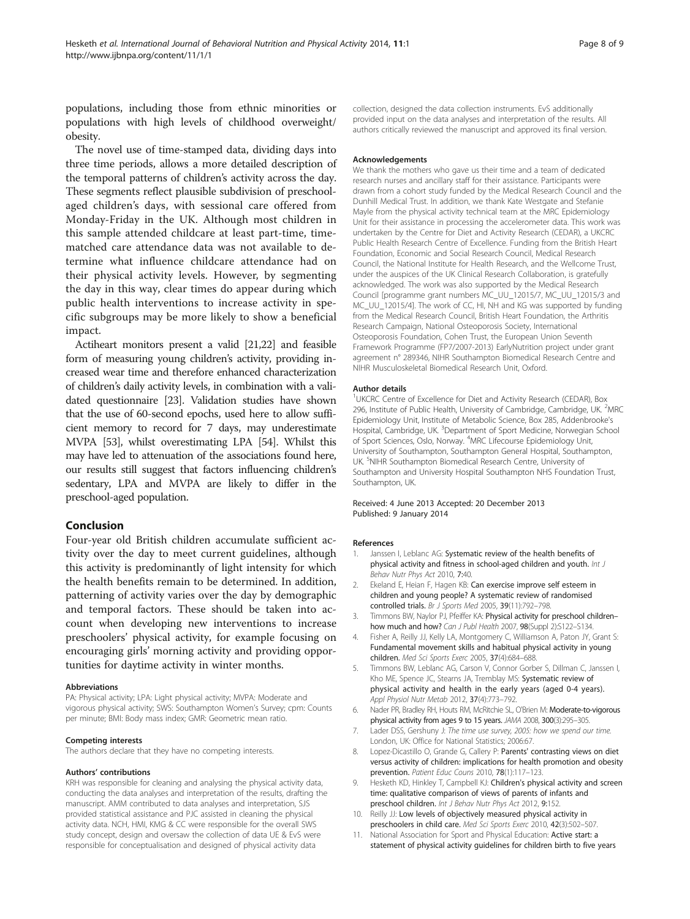populations, including those from ethnic minorities or populations with high levels of childhood overweight/obesity.

The novel use of time-stamped data, dividing days into three time periods, allows a more detailed description of the temporal patterns of children's activity across the day. These segments reflect plausible subdivision of preschool-aged children's days, with sessional care offered from Monday-Friday in the UK. Although most children in this sample attended childcare at least part-time, time-matched care attendance data was not available to determine what influence childcare attendance had on their physical activity levels. However, by segmenting the day in this way, clear times do appear during which public health interventions to increase activity in specific subgroups may be more likely to show a beneficial impact.

Actiheart monitors present a valid [21,22] and feasible form of measuring young children's activity, providing increased wear time and therefore enhanced characterization of children's daily activity levels, in combination with a validated questionnaire [23]. Validation studies have shown that the use of 60-second epochs, used here to allow sufficient memory to record for 7 days, may underestimate MVPA [53], whilst overestimating LPA [54]. Whilst this may have led to attenuation of the associations found here, our results still suggest that factors influencing children's sedentary, LPA and MVPA are likely to differ in the preschool-aged population.

## Conclusion

Four-year old British children accumulate sufficient activity over the day to meet current guidelines, although this activity is predominantly of light intensity for which the health benefits remain to be determined. In addition, patterning of activity varies over the day by demographic and temporal factors. These should be taken into account when developing new interventions to increase preschoolers' physical activity, for example focusing on encouraging girls' morning activity and providing opportunities for daytime activity in winter months.

#### Abbreviations

PA: Physical activity; LPA: Light physical activity; MVPA: Moderate and vigorous physical activity; SWS: Southampton Women's Survey; cpm: Counts per minute; BMI: Body mass index; GMR: Geometric mean ratio.

#### Competing interests

The authors declare that they have no competing interests.

#### Authors' contributions

KRH was responsible for cleaning and analysing the physical activity data, conducting the data analyses and interpretation of the results, drafting the manuscript. AMM contributed to data analyses and interpretation, SJS provided statistical assistance and PJC assisted in cleaning the physical activity data. NCH, HMI, KMG & CC were responsible for the overall SWS study concept, design and oversaw the collection of data UE & EvS were responsible for conceptualisation and designed of physical activity data collection, designed the data collection instruments. EvS additionally provided input on the data analyses and interpretation of the results. All authors critically reviewed the manuscript and approved its final version.

#### Acknowledgements

We thank the mothers who gave us their time and a team of dedicated research nurses and ancillary staff for their assistance. Participants were drawn from a cohort study funded by the Medical Research Council and the Dunhill Medical Trust. In addition, we thank Kate Westgate and Stefanie Mayle from the physical activity technical team at the MRC Epidemiology Unit for their assistance in processing the accelerometer data. This work was undertaken by the Centre for Diet and Activity Research (CEDAR), a UKCRC Public Health Research Centre of Excellence. Funding from the British Heart Foundation, Economic and Social Research Council, Medical Research Council, the National Institute for Health Research, and the Wellcome Trust, under the auspices of the UK Clinical Research Collaboration, is gratefully acknowledged. The work was also supported by the Medical Research Council [programme grant numbers MC_UU_12015/7, MC_UU_12015/3 and MC_UU_12015/4]. The work of CC, HI, NH and KG was supported by funding from the Medical Research Council, British Heart Foundation, the Arthritis Research Campaign, National Osteoporosis Society, International Osteoporosis Foundation, Cohen Trust, the European Union Seventh Framework Programme (FP7/2007-2013) EarlyNutrition project under grant agreement n° 289346, NIHR Southampton Biomedical Research Centre and NIHR Musculoskeletal Biomedical Research Unit, Oxford.

#### Author details

[1]UKCRC Centre of Excellence for Diet and Activity Research (CEDAR), Box 296, Institute of Public Health, University of Cambridge, Cambridge, UK. [2]MRC Epidemiology Unit, Institute of Metabolic Science, Box 285, Addenbrooke's Hospital, Cambridge, UK. [3]Department of Sport Medicine, Norwegian School of Sport Sciences, Oslo, Norway. [4]MRC Lifecourse Epidemiology Unit, University of Southampton, Southampton General Hospital, Southampton, UK. [5]NIHR Southampton Biomedical Research Centre, University of Southampton and University Hospital Southampton NHS Foundation Trust, Southampton, UK.

Received: 4 June 2013 Accepted: 20 December 2013
Published: 9 January 2014

#### References

1. Janssen I, Leblanc AG: **Systematic review of the health benefits of physical activity and fitness in school-aged children and youth.** *Int J Behav Nutr Phys Act* 2010, **7**:40.
2. Ekeland E, Heian F, Hagen KB: **Can exercise improve self esteem in children and young people? A systematic review of randomised controlled trials.** *Br J Sports Med* 2005, **39**(11):792–798.
3. Timmons BW, Naylor PJ, Pfeiffer KA: **Physical activity for preschool children–how much and how?** *Can J Publ Health* 2007, **98**(Suppl 2):S122–S134.
4. Fisher A, Reilly JJ, Kelly LA, Montgomery C, Williamson A, Paton JY, Grant S: **Fundamental movement skills and habitual physical activity in young children.** *Med Sci Sports Exerc* 2005, **37**(4):684–688.
5. Timmons BW, Leblanc AG, Carson V, Connor Gorber S, Dillman C, Janssen I, Kho ME, Spence JC, Stearns JA, Tremblay MS: **Systematic review of physical activity and health in the early years (aged 0-4 years).** *Appl Physiol Nutr Metab* 2012, **37**(4):773–792.
6. Nader PR, Bradley RH, Houts RM, McRitchie SL, O'Brien M: **Moderate-to-vigorous physical activity from ages 9 to 15 years.** *JAMA* 2008, **300**(3):295–305.
7. Lader DSS, Gershuny J: *The time use survey, 2005: how we spend our time.* London, UK: Office for National Statistics; 2006:67.
8. Lopez-Dicastillo O, Grande G, Callery P: **Parents' contrasting views on diet versus activity of children: implications for health promotion and obesity prevention.** *Patient Educ Couns* 2010, **78**(1):117–123.
9. Hesketh KD, Hinkley T, Campbell KJ: **Children's physical activity and screen time: qualitative comparison of views of parents of infants and preschool children.** *Int J Behav Nutr Phys Act* 2012, **9**:152.
10. Reilly JJ: **Low levels of objectively measured physical activity in preschoolers in child care.** *Med Sci Sports Exerc* 2010, **42**(3):502–507.
11. National Association for Sport and Physical Education: **Active start: a statement of physical activity guidelines for children birth to five years**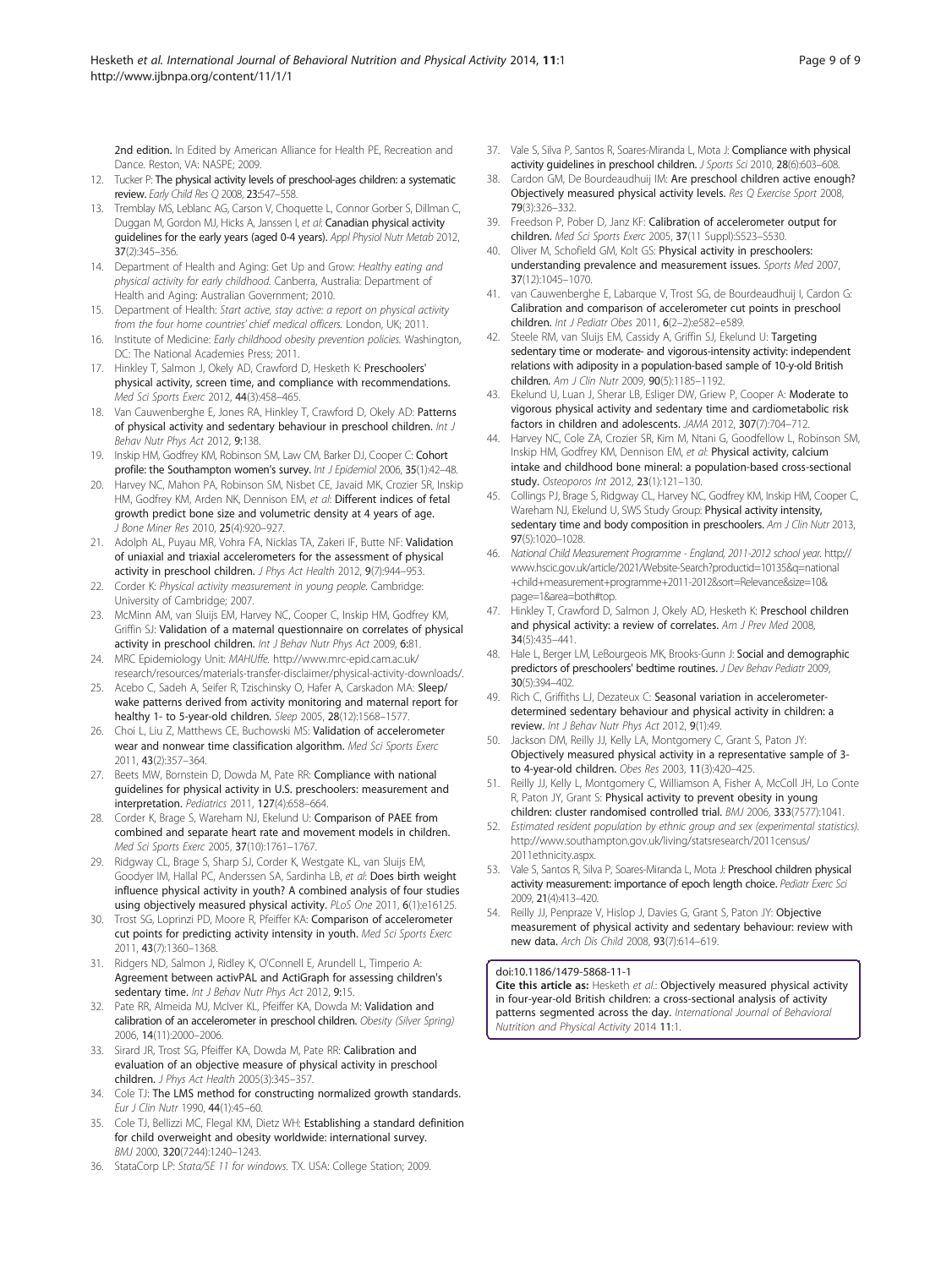2nd edition. In Edited by American Alliance for Health PE, Recreation and Dance. Reston, VA: NASPE; 2009.

12. Tucker P: **The physical activity levels of preschool-ages children: a systematic review.** *Early Child Res Q* 2008, **23:**547–558.
13. Tremblay MS, Leblanc AG, Carson V, Choquette L, Connor Gorber S, Dillman C, Duggan M, Gordon MJ, Hicks A, Janssen I, *et al*: **Canadian physical activity guidelines for the early years (aged 0-4 years).** *Appl Physiol Nutr Metab* 2012, **37**(2):345–356.
14. Department of Health and Aging: Get Up and Grow: *Healthy eating and physical activity for early childhood.* Canberra, Australia: Department of Health and Aging: Australian Government; 2010.
15. Department of Health: *Start active, stay active: a report on physical activity from the four home countries' chief medical officers.* London, UK; 2011.
16. Institute of Medicine: *Early childhood obesity prevention policies.* Washington, DC: The National Academies Press; 2011.
17. Hinkley T, Salmon J, Okely AD, Crawford D, Hesketh K: **Preschoolers' physical activity, screen time, and compliance with recommendations.** *Med Sci Sports Exerc* 2012, **44**(3):458–465.
18. Van Cauwenberghe E, Jones RA, Hinkley T, Crawford D, Okely AD: **Patterns of physical activity and sedentary behaviour in preschool children.** *Int J Behav Nutr Phys Act* 2012, **9:**138.
19. Inskip HM, Godfrey KM, Robinson SM, Law CM, Barker DJ, Cooper C: **Cohort profile: the Southampton women's survey.** *Int J Epidemiol* 2006, **35**(1):42–48.
20. Harvey NC, Mahon PA, Robinson SM, Nisbet CE, Javaid MK, Crozier SR, Inskip HM, Godfrey KM, Arden NK, Dennison EM, *et al*: **Different indices of fetal growth predict bone size and volumetric density at 4 years of age.** *J Bone Miner Res* 2010, **25**(4):920–927.
21. Adolph AL, Puyau MR, Vohra FA, Nicklas TA, Zakeri IF, Butte NF: **Validation of uniaxial and triaxial accelerometers for the assessment of physical activity in preschool children.** *J Phys Act Health* 2012, **9**(7):944–953.
22. Corder K: *Physical activity measurement in young people.* Cambridge: University of Cambridge; 2007.
23. McMinn AM, van Sluijs EM, Harvey NC, Cooper C, Inskip HM, Godfrey KM, Griffin SJ: **Validation of a maternal questionnaire on correlates of physical activity in preschool children.** *Int J Behav Nutr Phys Act* 2009, **6:**81.
24. MRC Epidemiology Unit: *MAHUffe.* http://www.mrc-epid.cam.ac.uk/research/resources/materials-transfer-disclaimer/physical-activity-downloads/.
25. Acebo C, Sadeh A, Seifer R, Tzischinsky O, Hafer A, Carskadon MA: **Sleep/wake patterns derived from activity monitoring and maternal report for healthy 1- to 5-year-old children.** *Sleep* 2005, **28**(12):1568–1577.
26. Choi L, Liu Z, Matthews CE, Buchowski MS: **Validation of accelerometer wear and nonwear time classification algorithm.** *Med Sci Sports Exerc* 2011, **43**(2):357–364.
27. Beets MW, Bornstein D, Dowda M, Pate RR: **Compliance with national guidelines for physical activity in U.S. preschoolers: measurement and interpretation.** *Pediatrics* 2011, **127**(4):658–664.
28. Corder K, Brage S, Wareham NJ, Ekelund U: **Comparison of PAEE from combined and separate heart rate and movement models in children.** *Med Sci Sports Exerc* 2005, **37**(10):1761–1767.
29. Ridgway CL, Brage S, Sharp SJ, Corder K, Westgate KL, van Sluijs EM, Goodyer IM, Hallal PC, Anderssen SA, Sardinha LB, *et al*: **Does birth weight influence physical activity in youth? A combined analysis of four studies using objectively measured physical activity.** *PLoS One* 2011, **6**(1):e16125.
30. Trost SG, Loprinzi PD, Moore R, Pfeiffer KA: **Comparison of accelerometer cut points for predicting activity intensity in youth.** *Med Sci Sports Exerc* 2011, **43**(7):1360–1368.
31. Ridgers ND, Salmon J, Ridley K, O'Connell E, Arundell L, Timperio A: **Agreement between activPAL and ActiGraph for assessing children's sedentary time.** *Int J Behav Nutr Phys Act* 2012, **9:**15.
32. Pate RR, Almeida MJ, McIver KL, Pfeiffer KA, Dowda M: **Validation and calibration of an accelerometer in preschool children.** *Obesity (Silver Spring)* 2006, **14**(11):2000–2006.
33. Sirard JR, Trost SG, Pfeiffer KA, Dowda M, Pate RR: **Calibration and evaluation of an objective measure of physical activity in preschool children.** *J Phys Act Health* 2005(3):345–357.
34. Cole TJ: **The LMS method for constructing normalized growth standards.** *Eur J Clin Nutr* 1990, **44**(1):45–60.
35. Cole TJ, Bellizzi MC, Flegal KM, Dietz WH: **Establishing a standard definition for child overweight and obesity worldwide: international survey.** *BMJ* 2000, **320**(7244):1240–1243.
36. StataCorp LP: *Stata/SE 11 for windows.* TX. USA: College Station; 2009.
37. Vale S, Silva P, Santos R, Soares-Miranda L, Mota J: **Compliance with physical activity guidelines in preschool children.** *J Sports Sci* 2010, **28**(6):603–608.
38. Cardon GM, De Bourdeaudhuij IM: **Are preschool children active enough? Objectively measured physical activity levels.** *Res Q Exercise Sport* 2008, **79**(3):326–332.
39. Freedson P, Pober D, Janz KF: **Calibration of accelerometer output for children.** *Med Sci Sports Exerc* 2005, **37**(11 Suppl):S523–S530.
40. Oliver M, Schofield GM, Kolt GS: **Physical activity in preschoolers: understanding prevalence and measurement issues.** *Sports Med* 2007, **37**(12):1045–1070.
41. van Cauwenberghe E, Labarque V, Trost SG, de Bourdeaudhuij I, Cardon G: **Calibration and comparison of accelerometer cut points in preschool children.** *Int J Pediatr Obes* 2011, **6**(2–2):e582–e589.
42. Steele RM, van Sluijs EM, Cassidy A, Griffin SJ, Ekelund U: **Targeting sedentary time or moderate- and vigorous-intensity activity: independent relations with adiposity in a population-based sample of 10-y-old British children.** *Am J Clin Nutr* 2009, **90**(5):1185–1192.
43. Ekelund U, Luan J, Sherar LB, Esliger DW, Griew P, Cooper A: **Moderate to vigorous physical activity and sedentary time and cardiometabolic risk factors in children and adolescents.** *JAMA* 2012, **307**(7):704–712.
44. Harvey NC, Cole ZA, Crozier SR, Kim M, Ntani G, Goodfellow L, Robinson SM, Inskip HM, Godfrey KM, Dennison EM, *et al*: **Physical activity, calcium intake and childhood bone mineral: a population-based cross-sectional study.** *Osteoporos Int* 2012, **23**(1):121–130.
45. Collings PJ, Brage S, Ridgway CL, Harvey NC, Godfrey KM, Inskip HM, Cooper C, Wareham NJ, Ekelund U, SWS Study Group: **Physical activity intensity, sedentary time and body composition in preschoolers.** *Am J Clin Nutr* 2013, **97**(5):1020–1028.
46. *National Child Measurement Programme - England, 2011-2012 school year.* http://www.hscic.gov.uk/article/2021/Website-Search?productid=10135&q=national+child+measurement+programme+2011-2012&sort=Relevance&size=10&page=1&area=both#top.
47. Hinkley T, Crawford D, Salmon J, Okely AD, Hesketh K: **Preschool children and physical activity: a review of correlates.** *Am J Prev Med* 2008, **34**(5):435–441.
48. Hale L, Berger LM, LeBourgeois MK, Brooks-Gunn J: **Social and demographic predictors of preschoolers' bedtime routines.** *J Dev Behav Pediatr* 2009, **30**(5):394–402.
49. Rich C, Griffiths LJ, Dezateux C: **Seasonal variation in accelerometer-determined sedentary behaviour and physical activity in children: a review.** *Int J Behav Nutr Phys Act* 2012, **9**(1):49.
50. Jackson DM, Reilly JJ, Kelly LA, Montgomery C, Grant S, Paton JY: **Objectively measured physical activity in a representative sample of 3- to 4-year-old children.** *Obes Res* 2003, **11**(3):420–425.
51. Reilly JJ, Kelly L, Montgomery C, Williamson A, Fisher A, McColl JH, Lo Conte R, Paton JY, Grant S: **Physical activity to prevent obesity in young children: cluster randomised controlled trial.** *BMJ* 2006, **333**(7577):1041.
52. *Estimated resident population by ethnic group and sex (experimental statistics).* http://www.southampton.gov.uk/living/statsresearch/2011census/2011ethnicity.aspx.
53. Vale S, Santos R, Silva P, Soares-Miranda L, Mota J: **Preschool children physical activity measurement: importance of epoch length choice.** *Pediatr Exerc Sci* 2009, **21**(4):413–420.
54. Reilly JJ, Penpraze V, Hislop J, Davies G, Grant S, Paton JY: **Objective measurement of physical activity and sedentary behaviour: review with new data.** *Arch Dis Child* 2008, **93**(7):614–619.

doi:10.1186/1479-5868-11-1

**Cite this article as:** Hesketh *et al.*: Objectively measured physical activity in four-year-old British children: a cross-sectional analysis of activity patterns segmented across the day. *International Journal of Behavioral Nutrition and Physical Activity* 2014 **11**:1.